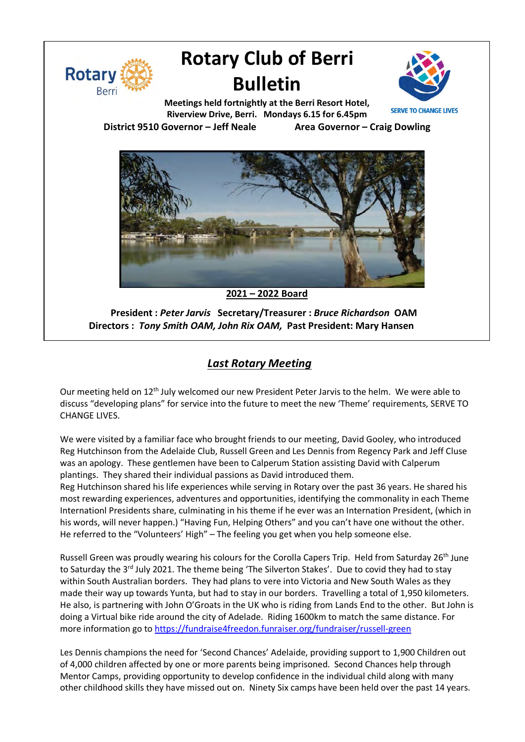# Rotary Club of Berri Bulletin

**Meetings held fortnightly at the Berri Resort Hotel, Riverview Drive, Berri. Mondays 6.15 for 6.45pm**

SERVE TO CHANGE LIVES

**District 9510 Governor – Jeff Neale** **Area Governor – Craig Dowling**

**2021 – 2022 Board**

**President :** ***Peter Jarvis*** **Secretary/Treasurer :** ***Bruce Richardson*** **OAM**
**Directors :** ***Tony Smith OAM, John Rix OAM,*** **Past President: Mary Hansen**

## *Last Rotary Meeting*

Our meeting held on 12th July welcomed our new President Peter Jarvis to the helm. We were able to discuss "developing plans" for service into the future to meet the new 'Theme' requirements, SERVE TO CHANGE LIVES.

We were visited by a familiar face who brought friends to our meeting, David Gooley, who introduced Reg Hutchinson from the Adelaide Club, Russell Green and Les Dennis from Regency Park and Jeff Cluse was an apology. These gentlemen have been to Calperum Station assisting David with Calperum plantings. They shared their individual passions as David introduced them.
Reg Hutchinson shared his life experiences while serving in Rotary over the past 36 years. He shared his most rewarding experiences, adventures and opportunities, identifying the commonality in each Theme Internationl Presidents share, culminating in his theme if he ever was an Internation President, (which in his words, will never happen.) "Having Fun, Helping Others" and you can't have one without the other. He referred to the "Volunteers' High" – The feeling you get when you help someone else.

Russell Green was proudly wearing his colours for the Corolla Capers Trip. Held from Saturday 26th June to Saturday the 3rd July 2021. The theme being 'The Silverton Stakes'. Due to covid they had to stay within South Australian borders. They had plans to vere into Victoria and New South Wales as they made their way up towards Yunta, but had to stay in our borders. Travelling a total of 1,950 kilometers. He also, is partnering with John O'Groats in the UK who is riding from Lands End to the other. But John is doing a Virtual bike ride around the city of Adelaide. Riding 1600km to match the same distance. For more information go to https://fundraise4freedon.funraiser.org/fundraiser/russell-green

Les Dennis champions the need for 'Second Chances' Adelaide, providing support to 1,900 Children out of 4,000 children affected by one or more parents being imprisoned. Second Chances help through Mentor Camps, providing opportunity to develop confidence in the individual child along with many other childhood skills they have missed out on. Ninety Six camps have been held over the past 14 years.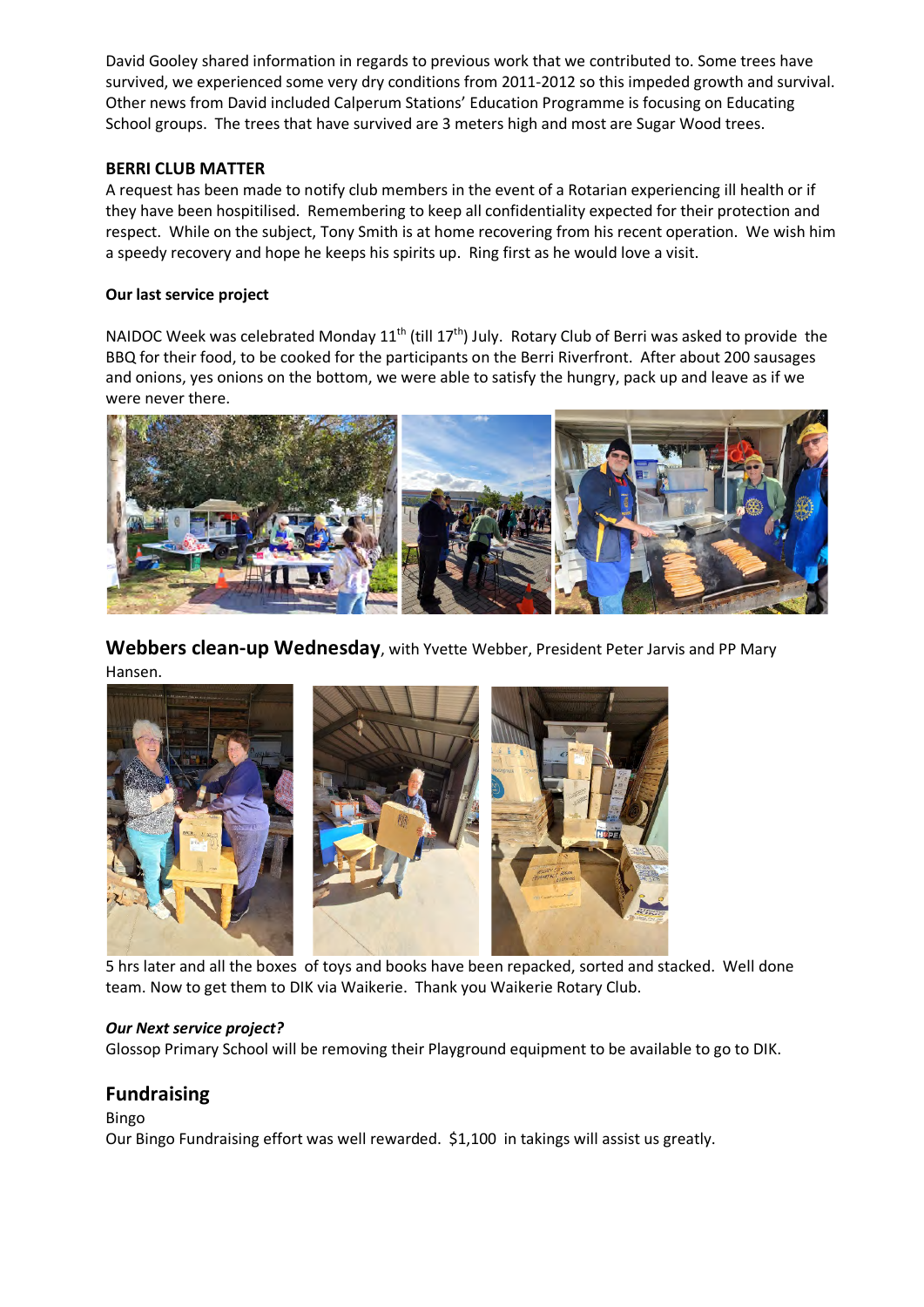David Gooley shared information in regards to previous work that we contributed to. Some trees have survived, we experienced some very dry conditions from 2011-2012 so this impeded growth and survival. Other news from David included Calperum Stations' Education Programme is focusing on Educating School groups. The trees that have survived are 3 meters high and most are Sugar Wood trees.

**BERRI CLUB MATTER**

A request has been made to notify club members in the event of a Rotarian experiencing ill health or if they have been hospitilised. Remembering to keep all confidentiality expected for their protection and respect. While on the subject, Tony Smith is at home recovering from his recent operation. We wish him a speedy recovery and hope he keeps his spirits up. Ring first as he would love a visit.

**Our last service project**

NAIDOC Week was celebrated Monday 11th (till 17th) July. Rotary Club of Berri was asked to provide the BBQ for their food, to be cooked for the participants on the Berri Riverfront. After about 200 sausages and onions, yes onions on the bottom, we were able to satisfy the hungry, pack up and leave as if we were never there.

**Webbers clean-up Wednesday**, with Yvette Webber, President Peter Jarvis and PP Mary Hansen.

5 hrs later and all the boxes of toys and books have been repacked, sorted and stacked. Well done team. Now to get them to DIK via Waikerie. Thank you Waikerie Rotary Club.

***Our Next service project?***

Glossop Primary School will be removing their Playground equipment to be available to go to DIK.

## Fundraising

Bingo

Our Bingo Fundraising effort was well rewarded. $1,100 in takings will assist us greatly.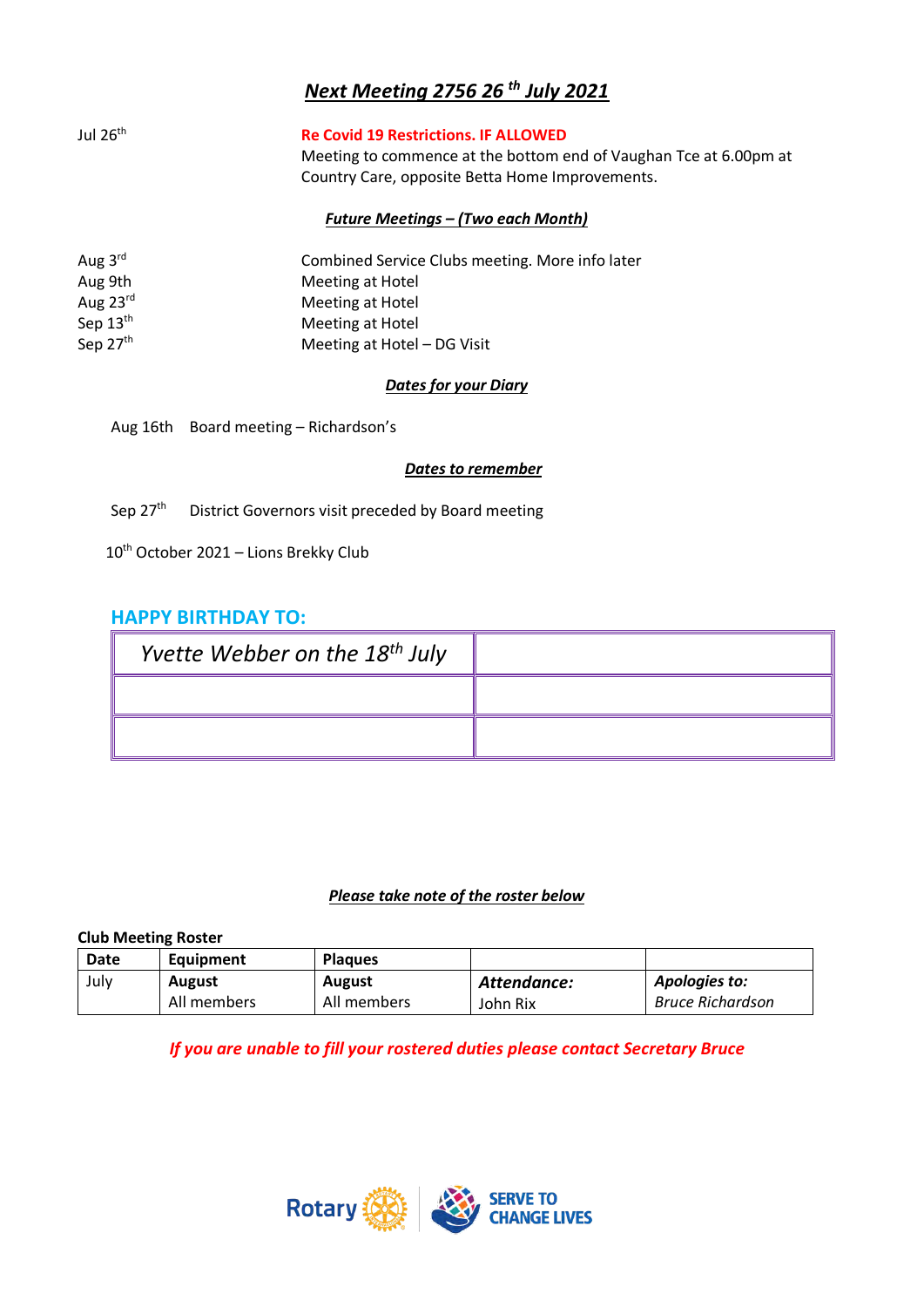## ***Next Meeting 2756 26 th July 2021***

Jul 26th

**Re Covid 19 Restrictions. IF ALLOWED**

Meeting to commence at the bottom end of Vaughan Tce at 6.00pm at Country Care, opposite Betta Home Improvements.

***Future Meetings – (Two each Month)***

| | |
|---|---|
| Aug 3rd | Combined Service Clubs meeting. More info later |
| Aug 9th | Meeting at Hotel |
| Aug 23rd | Meeting at Hotel |
| Sep 13th | Meeting at Hotel |
| Sep 27th | Meeting at Hotel – DG Visit |

***Dates for your Diary***

Aug 16th Board meeting – Richardson's

***Dates to remember***

Sep 27th District Governors visit preceded by Board meeting

10th October 2021 – Lions Brekky Club

### HAPPY BIRTHDAY TO:

| | |
|---|---|
| *Yvette Webber on the 18th July* | |
| | |
| | |

***Please take note of the roster below***

**Club Meeting Roster**

| Date | Equipment | Plaques | | |
|---|---|---|---|---|
| July | **August**<br>All members | **August**<br>All members | ***Attendance:***<br>John Rix | ***Apologies to:***<br>*Bruce Richardson* |

***If you are unable to fill your rostered duties please contact Secretary Bruce***

Rotary SERVE TO CHANGE LIVES